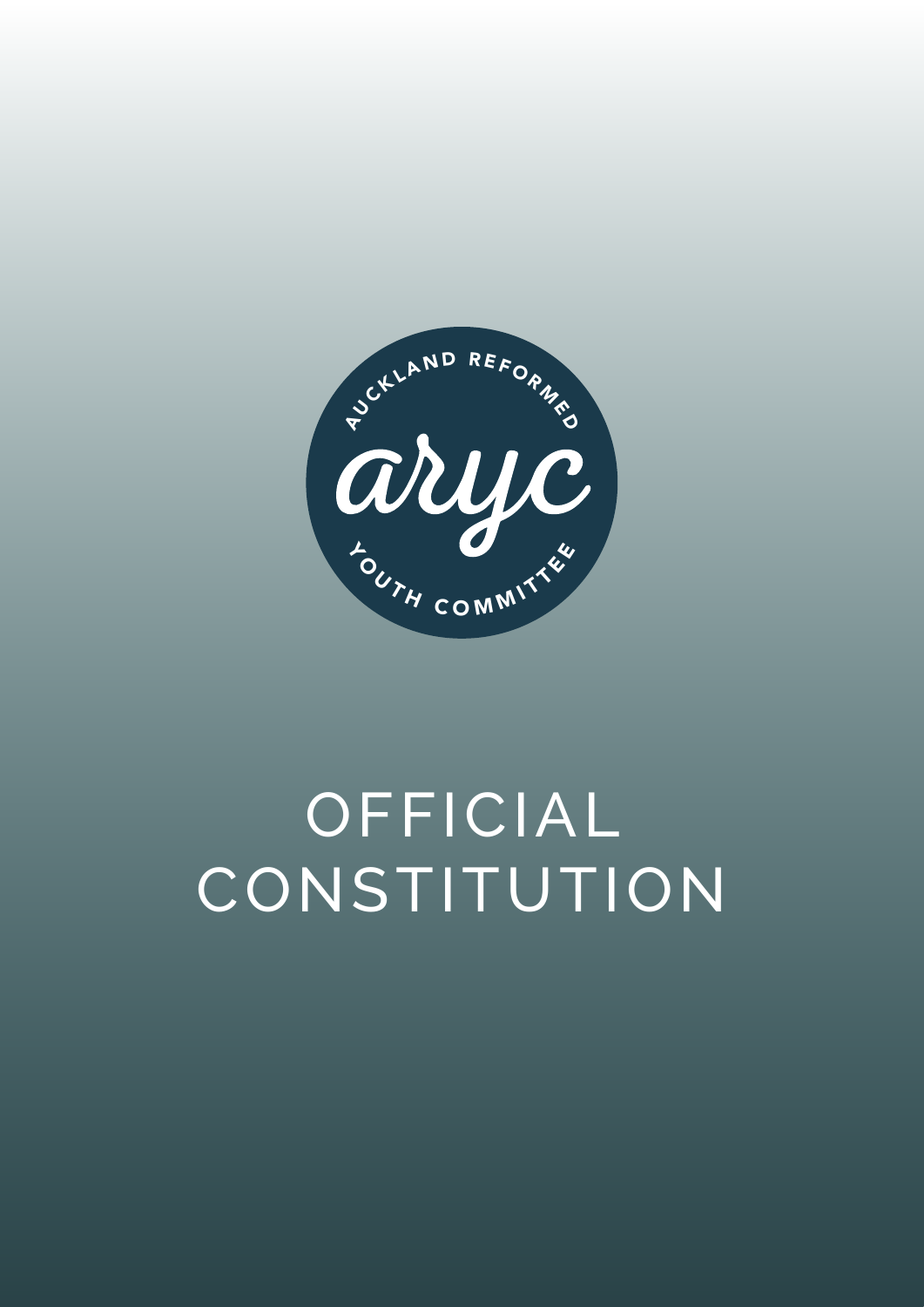AUCKLAND REFORMED

aryc

YOUTH COMMITTEE

# OFFICIAL CONSTITUTION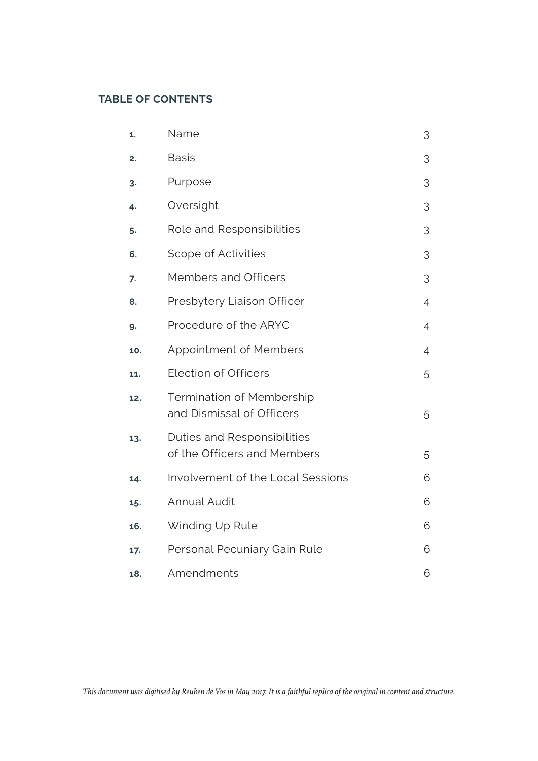## TABLE OF CONTENTS

| | | |
|---|---|---|
| **1.** | Name | 3 |
| **2.** | Basis | 3 |
| **3.** | Purpose | 3 |
| **4.** | Oversight | 3 |
| **5.** | Role and Responsibilities | 3 |
| **6.** | Scope of Activities | 3 |
| **7.** | Members and Officers | 3 |
| **8.** | Presbytery Liaison Officer | 4 |
| **9.** | Procedure of the ARYC | 4 |
| **10.** | Appointment of Members | 4 |
| **11.** | Election of Officers | 5 |
| **12.** | Termination of Membership and Dismissal of Officers | 5 |
| **13.** | Duties and Responsibilities of the Officers and Members | 5 |
| **14.** | Involvement of the Local Sessions | 6 |
| **15.** | Annual Audit | 6 |
| **16.** | Winding Up Rule | 6 |
| **17.** | Personal Pecuniary Gain Rule | 6 |
| **18.** | Amendments | 6 |

*This document was digitised by Reuben de Vos in May 2017. It is a faithful replica of the original in content and structure.*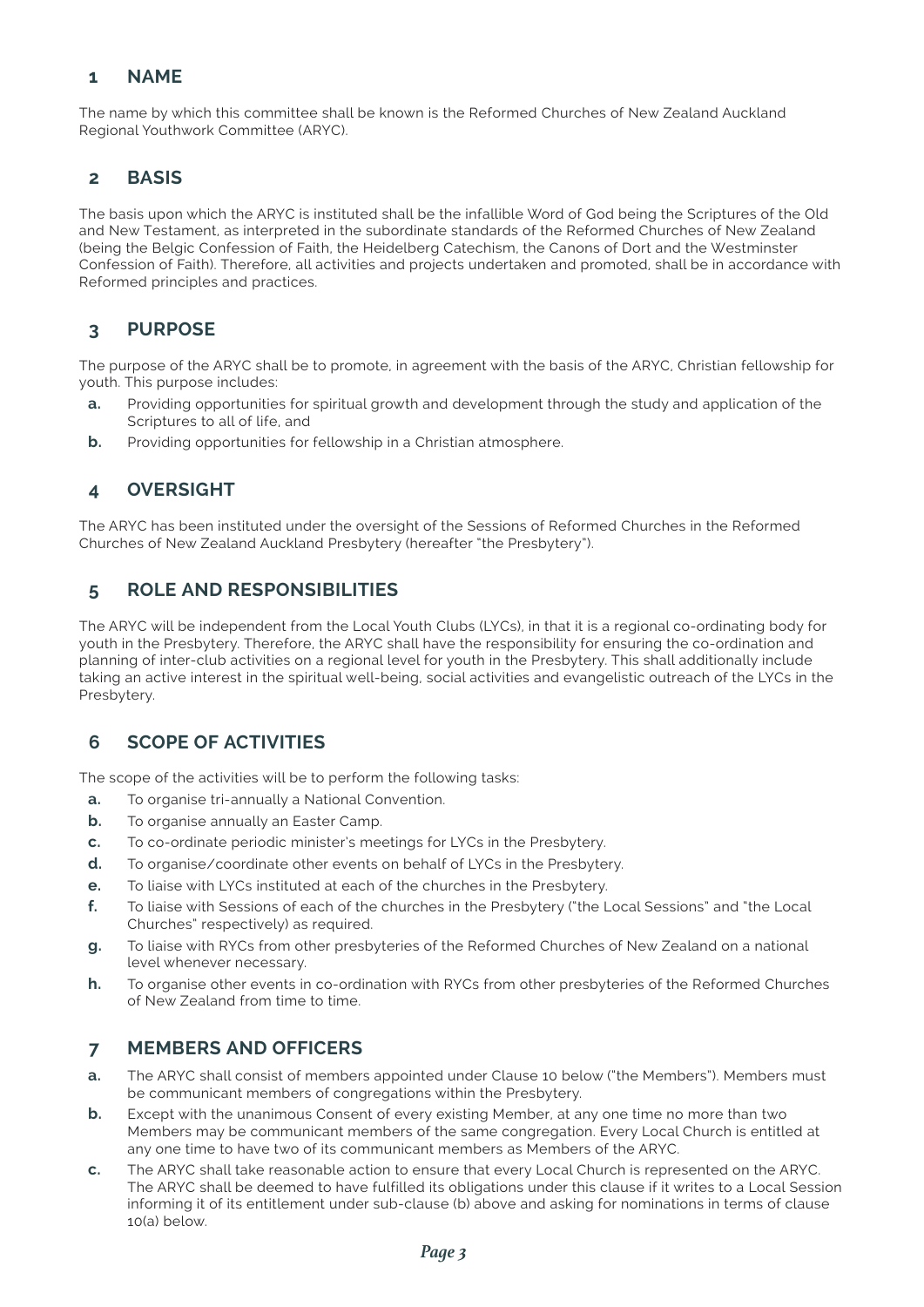## 1 NAME

The name by which this committee shall be known is the Reformed Churches of New Zealand Auckland Regional Youthwork Committee (ARYC).

## 2 BASIS

The basis upon which the ARYC is instituted shall be the infallible Word of God being the Scriptures of the Old and New Testament, as interpreted in the subordinate standards of the Reformed Churches of New Zealand (being the Belgic Confession of Faith, the Heidelberg Catechism, the Canons of Dort and the Westminster Confession of Faith). Therefore, all activities and projects undertaken and promoted, shall be in accordance with Reformed principles and practices.

## 3 PURPOSE

The purpose of the ARYC shall be to promote, in agreement with the basis of the ARYC, Christian fellowship for youth. This purpose includes:

- **a.** Providing opportunities for spiritual growth and development through the study and application of the Scriptures to all of life, and
- **b.** Providing opportunities for fellowship in a Christian atmosphere.

## 4 OVERSIGHT

The ARYC has been instituted under the oversight of the Sessions of Reformed Churches in the Reformed Churches of New Zealand Auckland Presbytery (hereafter "the Presbytery").

## 5 ROLE AND RESPONSIBILITIES

The ARYC will be independent from the Local Youth Clubs (LYCs), in that it is a regional co-ordinating body for youth in the Presbytery. Therefore, the ARYC shall have the responsibility for ensuring the co-ordination and planning of inter-club activities on a regional level for youth in the Presbytery. This shall additionally include taking an active interest in the spiritual well-being, social activities and evangelistic outreach of the LYCs in the Presbytery.

## 6 SCOPE OF ACTIVITIES

The scope of the activities will be to perform the following tasks:

- **a.** To organise tri-annually a National Convention.
- **b.** To organise annually an Easter Camp.
- **c.** To co-ordinate periodic minister's meetings for LYCs in the Presbytery.
- **d.** To organise/coordinate other events on behalf of LYCs in the Presbytery.
- **e.** To liaise with LYCs instituted at each of the churches in the Presbytery.
- **f.** To liaise with Sessions of each of the churches in the Presbytery ("the Local Sessions" and "the Local Churches" respectively) as required.
- **g.** To liaise with RYCs from other presbyteries of the Reformed Churches of New Zealand on a national level whenever necessary.
- **h.** To organise other events in co-ordination with RYCs from other presbyteries of the Reformed Churches of New Zealand from time to time.

## 7 MEMBERS AND OFFICERS

- **a.** The ARYC shall consist of members appointed under Clause 10 below ("the Members"). Members must be communicant members of congregations within the Presbytery.
- **b.** Except with the unanimous Consent of every existing Member, at any one time no more than two Members may be communicant members of the same congregation. Every Local Church is entitled at any one time to have two of its communicant members as Members of the ARYC.
- **c.** The ARYC shall take reasonable action to ensure that every Local Church is represented on the ARYC. The ARYC shall be deemed to have fulfilled its obligations under this clause if it writes to a Local Session informing it of its entitlement under sub-clause (b) above and asking for nominations in terms of clause 10(a) below.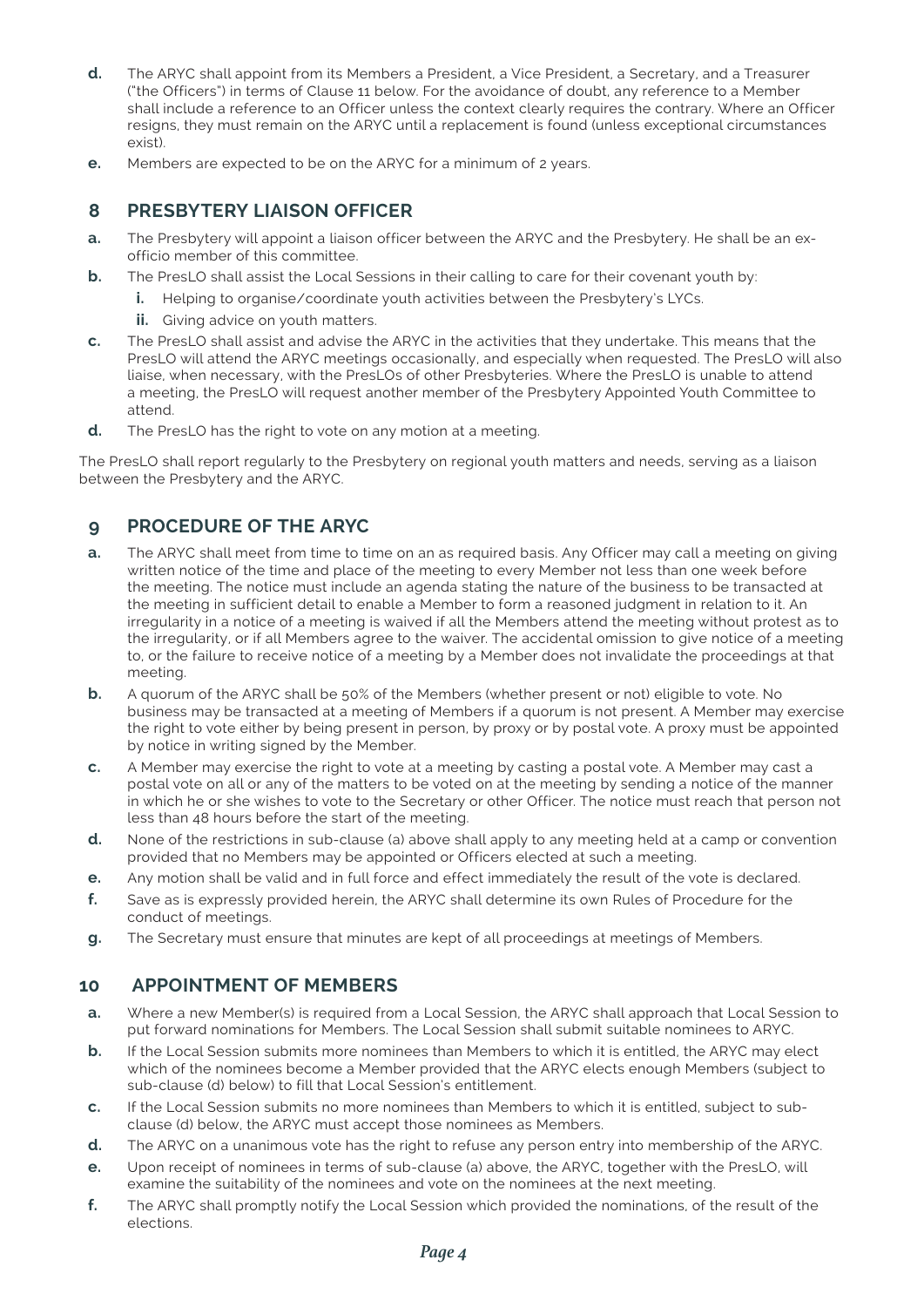d. The ARYC shall appoint from its Members a President, a Vice President, a Secretary, and a Treasurer ("the Officers") in terms of Clause 11 below. For the avoidance of doubt, any reference to a Member shall include a reference to an Officer unless the context clearly requires the contrary. Where an Officer resigns, they must remain on the ARYC until a replacement is found (unless exceptional circumstances exist).

e. Members are expected to be on the ARYC for a minimum of 2 years.

## 8 PRESBYTERY LIAISON OFFICER

a. The Presbytery will appoint a liaison officer between the ARYC and the Presbytery. He shall be an ex-officio member of this committee.

b. The PresLO shall assist the Local Sessions in their calling to care for their covenant youth by:

   i. Helping to organise/coordinate youth activities between the Presbytery's LYCs.

   ii. Giving advice on youth matters.

c. The PresLO shall assist and advise the ARYC in the activities that they undertake. This means that the PresLO will attend the ARYC meetings occasionally, and especially when requested. The PresLO will also liaise, when necessary, with the PresLOs of other Presbyteries. Where the PresLO is unable to attend a meeting, the PresLO will request another member of the Presbytery Appointed Youth Committee to attend.

d. The PresLO has the right to vote on any motion at a meeting.

The PresLO shall report regularly to the Presbytery on regional youth matters and needs, serving as a liaison between the Presbytery and the ARYC.

## 9 PROCEDURE OF THE ARYC

a. The ARYC shall meet from time to time on an as required basis. Any Officer may call a meeting on giving written notice of the time and place of the meeting to every Member not less than one week before the meeting. The notice must include an agenda stating the nature of the business to be transacted at the meeting in sufficient detail to enable a Member to form a reasoned judgment in relation to it. An irregularity in a notice of a meeting is waived if all the Members attend the meeting without protest as to the irregularity, or if all Members agree to the waiver. The accidental omission to give notice of a meeting to, or the failure to receive notice of a meeting by a Member does not invalidate the proceedings at that meeting.

b. A quorum of the ARYC shall be 50% of the Members (whether present or not) eligible to vote. No business may be transacted at a meeting of Members if a quorum is not present. A Member may exercise the right to vote either by being present in person, by proxy or by postal vote. A proxy must be appointed by notice in writing signed by the Member.

c. A Member may exercise the right to vote at a meeting by casting a postal vote. A Member may cast a postal vote on all or any of the matters to be voted on at the meeting by sending a notice of the manner in which he or she wishes to vote to the Secretary or other Officer. The notice must reach that person not less than 48 hours before the start of the meeting.

d. None of the restrictions in sub-clause (a) above shall apply to any meeting held at a camp or convention provided that no Members may be appointed or Officers elected at such a meeting.

e. Any motion shall be valid and in full force and effect immediately the result of the vote is declared.

f. Save as is expressly provided herein, the ARYC shall determine its own Rules of Procedure for the conduct of meetings.

g. The Secretary must ensure that minutes are kept of all proceedings at meetings of Members.

## 10 APPOINTMENT OF MEMBERS

a. Where a new Member(s) is required from a Local Session, the ARYC shall approach that Local Session to put forward nominations for Members. The Local Session shall submit suitable nominees to ARYC.

b. If the Local Session submits more nominees than Members to which it is entitled, the ARYC may elect which of the nominees become a Member provided that the ARYC elects enough Members (subject to sub-clause (d) below) to fill that Local Session's entitlement.

c. If the Local Session submits no more nominees than Members to which it is entitled, subject to sub-clause (d) below, the ARYC must accept those nominees as Members.

d. The ARYC on a unanimous vote has the right to refuse any person entry into membership of the ARYC.

e. Upon receipt of nominees in terms of sub-clause (a) above, the ARYC, together with the PresLO, will examine the suitability of the nominees and vote on the nominees at the next meeting.

f. The ARYC shall promptly notify the Local Session which provided the nominations, of the result of the elections.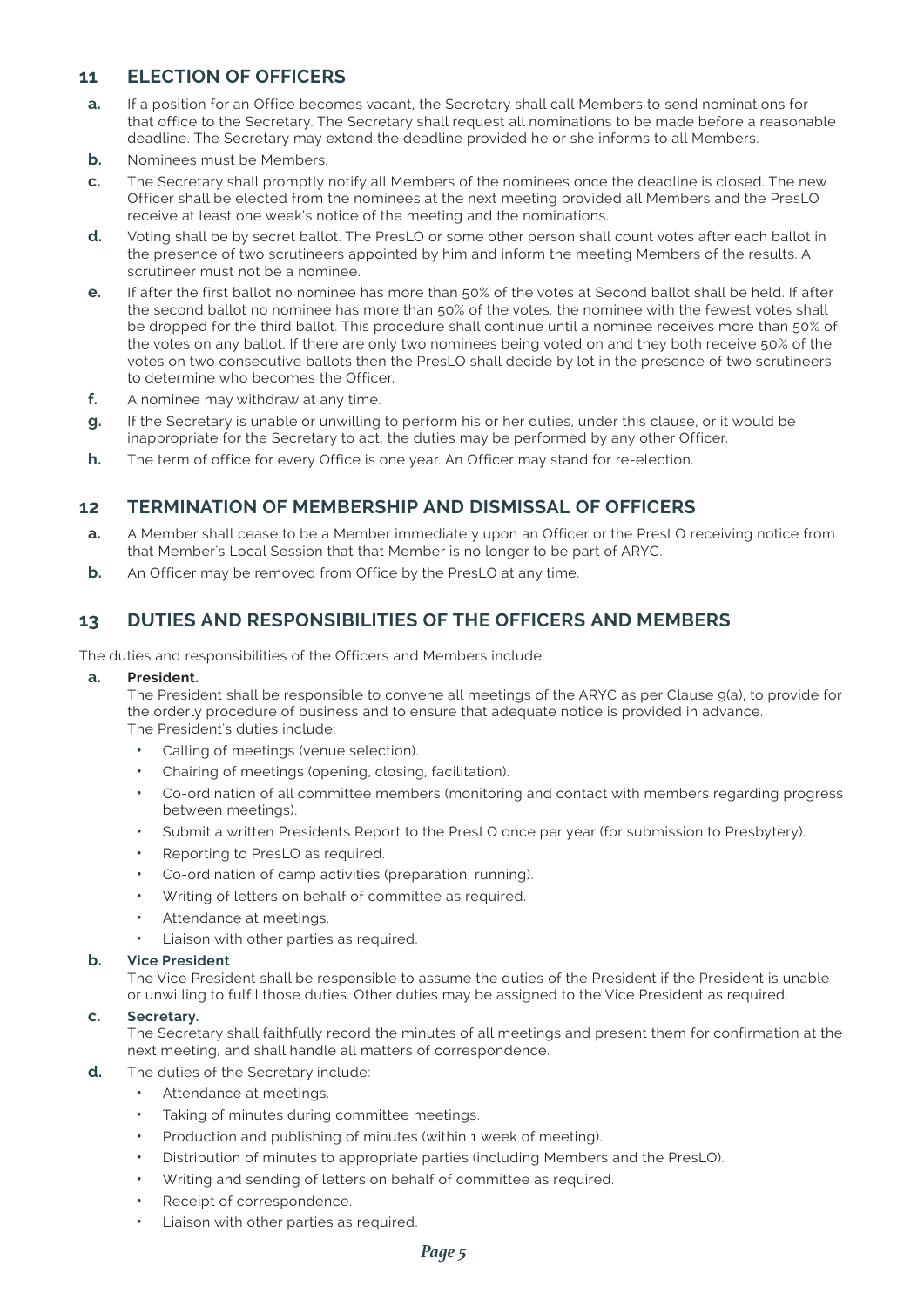## 11 ELECTION OF OFFICERS

**a.** If a position for an Office becomes vacant, the Secretary shall call Members to send nominations for that office to the Secretary. The Secretary shall request all nominations to be made before a reasonable deadline. The Secretary may extend the deadline provided he or she informs to all Members.

**b.** Nominees must be Members.

**c.** The Secretary shall promptly notify all Members of the nominees once the deadline is closed. The new Officer shall be elected from the nominees at the next meeting provided all Members and the PresLO receive at least one week's notice of the meeting and the nominations.

**d.** Voting shall be by secret ballot. The PresLO or some other person shall count votes after each ballot in the presence of two scrutineers appointed by him and inform the meeting Members of the results. A scrutineer must not be a nominee.

**e.** If after the first ballot no nominee has more than 50% of the votes at Second ballot shall be held. If after the second ballot no nominee has more than 50% of the votes, the nominee with the fewest votes shall be dropped for the third ballot. This procedure shall continue until a nominee receives more than 50% of the votes on any ballot. If there are only two nominees being voted on and they both receive 50% of the votes on two consecutive ballots then the PresLO shall decide by lot in the presence of two scrutineers to determine who becomes the Officer.

**f.** A nominee may withdraw at any time.

**g.** If the Secretary is unable or unwilling to perform his or her duties, under this clause, or it would be inappropriate for the Secretary to act, the duties may be performed by any other Officer.

**h.** The term of office for every Office is one year. An Officer may stand for re-election.

## 12 TERMINATION OF MEMBERSHIP AND DISMISSAL OF OFFICERS

**a.** A Member shall cease to be a Member immediately upon an Officer or the PresLO receiving notice from that Member's Local Session that that Member is no longer to be part of ARYC.

**b.** An Officer may be removed from Office by the PresLO at any time.

## 13 DUTIES AND RESPONSIBILITIES OF THE OFFICERS AND MEMBERS

The duties and responsibilities of the Officers and Members include:

**a. President.**
The President shall be responsible to convene all meetings of the ARYC as per Clause 9(a), to provide for the orderly procedure of business and to ensure that adequate notice is provided in advance.
The President's duties include:

- Calling of meetings (venue selection).
- Chairing of meetings (opening, closing, facilitation).
- Co-ordination of all committee members (monitoring and contact with members regarding progress between meetings).
- Submit a written Presidents Report to the PresLO once per year (for submission to Presbytery).
- Reporting to PresLO as required.
- Co-ordination of camp activities (preparation, running).
- Writing of letters on behalf of committee as required.
- Attendance at meetings.
- Liaison with other parties as required.

**b. Vice President**
The Vice President shall be responsible to assume the duties of the President if the President is unable or unwilling to fulfil those duties. Other duties may be assigned to the Vice President as required.

**c. Secretary.**
The Secretary shall faithfully record the minutes of all meetings and present them for confirmation at the next meeting, and shall handle all matters of correspondence.

**d.** The duties of the Secretary include:

- Attendance at meetings.
- Taking of minutes during committee meetings.
- Production and publishing of minutes (within 1 week of meeting).
- Distribution of minutes to appropriate parties (including Members and the PresLO).
- Writing and sending of letters on behalf of committee as required.
- Receipt of correspondence.
- Liaison with other parties as required.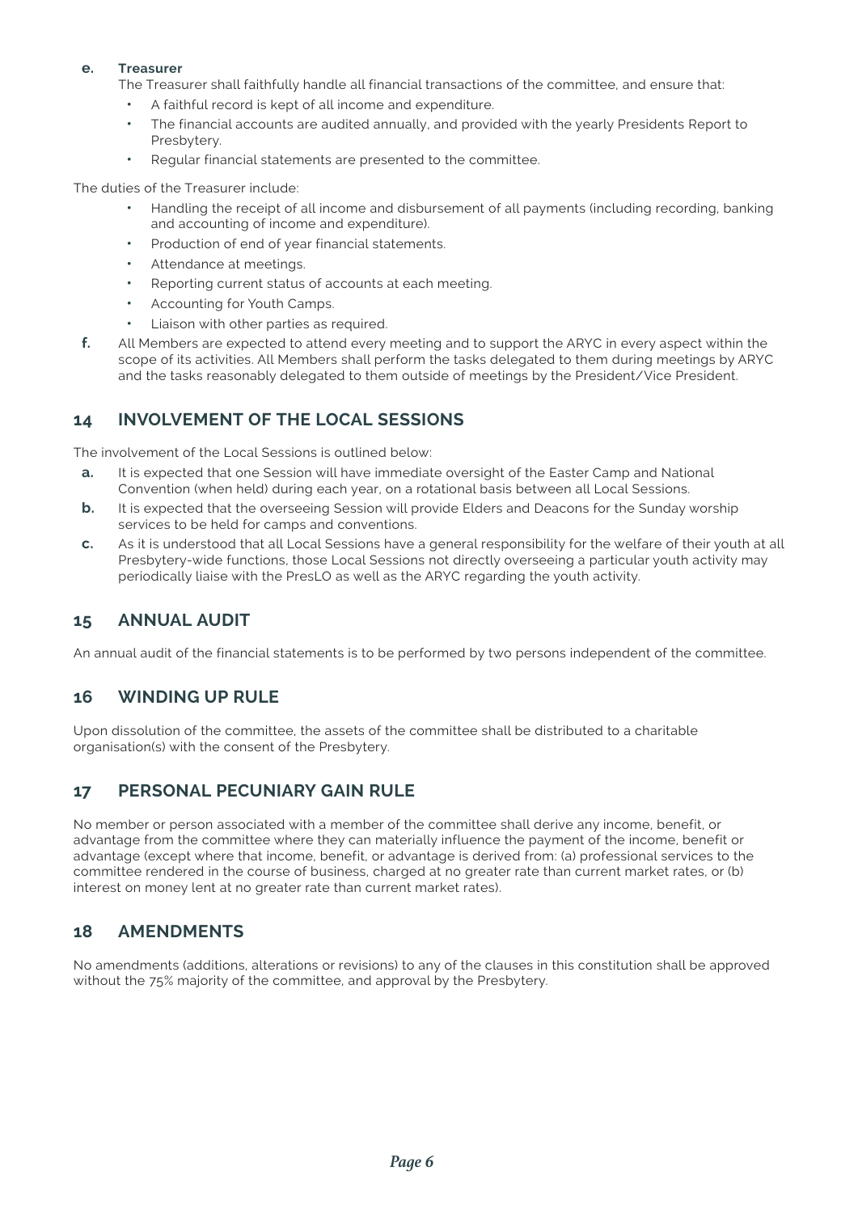**e.** **Treasurer**

The Treasurer shall faithfully handle all financial transactions of the committee, and ensure that:

- A faithful record is kept of all income and expenditure.
- The financial accounts are audited annually, and provided with the yearly Presidents Report to Presbytery.
- Regular financial statements are presented to the committee.

The duties of the Treasurer include:

- Handling the receipt of all income and disbursement of all payments (including recording, banking and accounting of income and expenditure).
- Production of end of year financial statements.
- Attendance at meetings.
- Reporting current status of accounts at each meeting.
- Accounting for Youth Camps.
- Liaison with other parties as required.

**f.** All Members are expected to attend every meeting and to support the ARYC in every aspect within the scope of its activities. All Members shall perform the tasks delegated to them during meetings by ARYC and the tasks reasonably delegated to them outside of meetings by the President/Vice President.

## 14 INVOLVEMENT OF THE LOCAL SESSIONS

The involvement of the Local Sessions is outlined below:

**a.** It is expected that one Session will have immediate oversight of the Easter Camp and National Convention (when held) during each year, on a rotational basis between all Local Sessions.

**b.** It is expected that the overseeing Session will provide Elders and Deacons for the Sunday worship services to be held for camps and conventions.

**c.** As it is understood that all Local Sessions have a general responsibility for the welfare of their youth at all Presbytery-wide functions, those Local Sessions not directly overseeing a particular youth activity may periodically liaise with the PresLO as well as the ARYC regarding the youth activity.

## 15 ANNUAL AUDIT

An annual audit of the financial statements is to be performed by two persons independent of the committee.

## 16 WINDING UP RULE

Upon dissolution of the committee, the assets of the committee shall be distributed to a charitable organisation(s) with the consent of the Presbytery.

## 17 PERSONAL PECUNIARY GAIN RULE

No member or person associated with a member of the committee shall derive any income, benefit, or advantage from the committee where they can materially influence the payment of the income, benefit or advantage (except where that income, benefit, or advantage is derived from: (a) professional services to the committee rendered in the course of business, charged at no greater rate than current market rates, or (b) interest on money lent at no greater rate than current market rates).

## 18 AMENDMENTS

No amendments (additions, alterations or revisions) to any of the clauses in this constitution shall be approved without the 75% majority of the committee, and approval by the Presbytery.